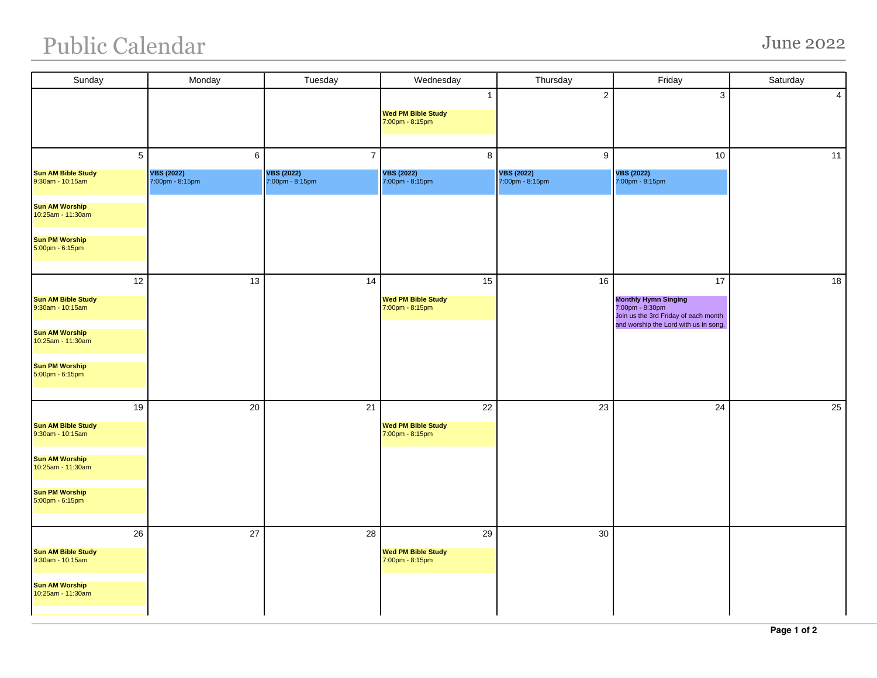# Public Calendar

## June 2022

| Sunday | Monday | Tuesday | Wednesday | Thursday | Friday | Saturday |
|---|---|---|---|---|---|---|
| | | | 1<br>**Wed PM Bible Study**<br>7:00pm - 8:15pm | 2 | 3 | 4 |
| 5<br>**Sun AM Bible Study**<br>9:30am - 10:15am<br>**Sun AM Worship**<br>10:25am - 11:30am<br>**Sun PM Worship**<br>5:00pm - 6:15pm | 6<br>**VBS (2022)**<br>7:00pm - 8:15pm | 7<br>**VBS (2022)**<br>7:00pm - 8:15pm | 8<br>**VBS (2022)**<br>7:00pm - 8:15pm | 9<br>**VBS (2022)**<br>7:00pm - 8:15pm | 10<br>**VBS (2022)**<br>7:00pm - 8:15pm | 11 |
| 12<br>**Sun AM Bible Study**<br>9:30am - 10:15am<br>**Sun AM Worship**<br>10:25am - 11:30am<br>**Sun PM Worship**<br>5:00pm - 6:15pm | 13 | 14 | 15<br>**Wed PM Bible Study**<br>7:00pm - 8:15pm | 16 | 17<br>**Monthly Hymn Singing**<br>7:00pm - 8:30pm<br>Join us the 3rd Friday of each month and worship the Lord with us in song. | 18 |
| 19<br>**Sun AM Bible Study**<br>9:30am - 10:15am<br>**Sun AM Worship**<br>10:25am - 11:30am<br>**Sun PM Worship**<br>5:00pm - 6:15pm | 20 | 21 | 22<br>**Wed PM Bible Study**<br>7:00pm - 8:15pm | 23 | 24 | 25 |
| 26<br>**Sun AM Bible Study**<br>9:30am - 10:15am<br>**Sun AM Worship**<br>10:25am - 11:30am | 27 | 28 | 29<br>**Wed PM Bible Study**<br>7:00pm - 8:15pm | 30 | | |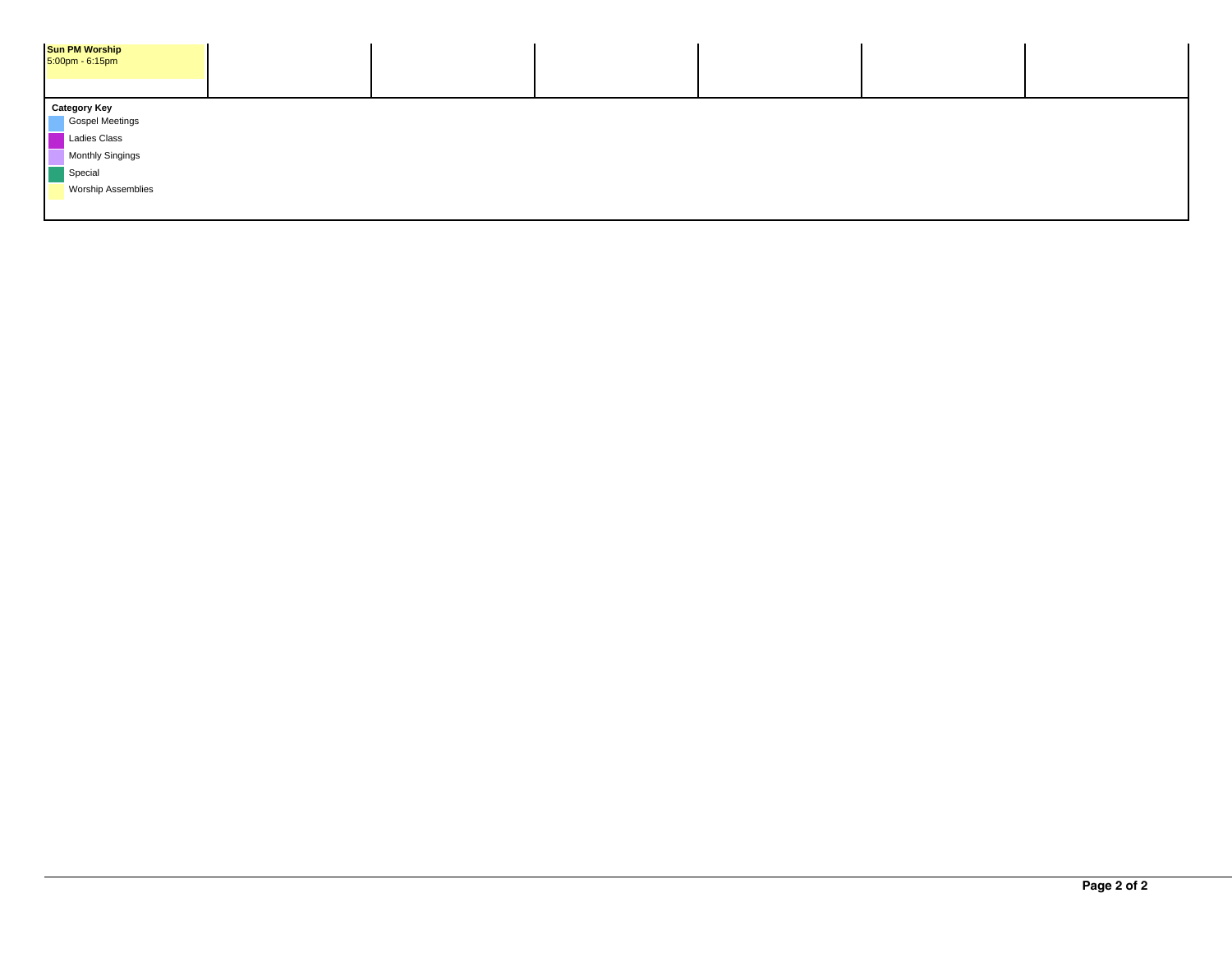| | | | | | | |
|---|---|---|---|---|---|---|
| **Sun PM Worship**<br>5:00pm - 6:15pm | | | | | | |

**Category Key**

- Gospel Meetings
- Ladies Class
- Monthly Singings
- Special
- Worship Assemblies